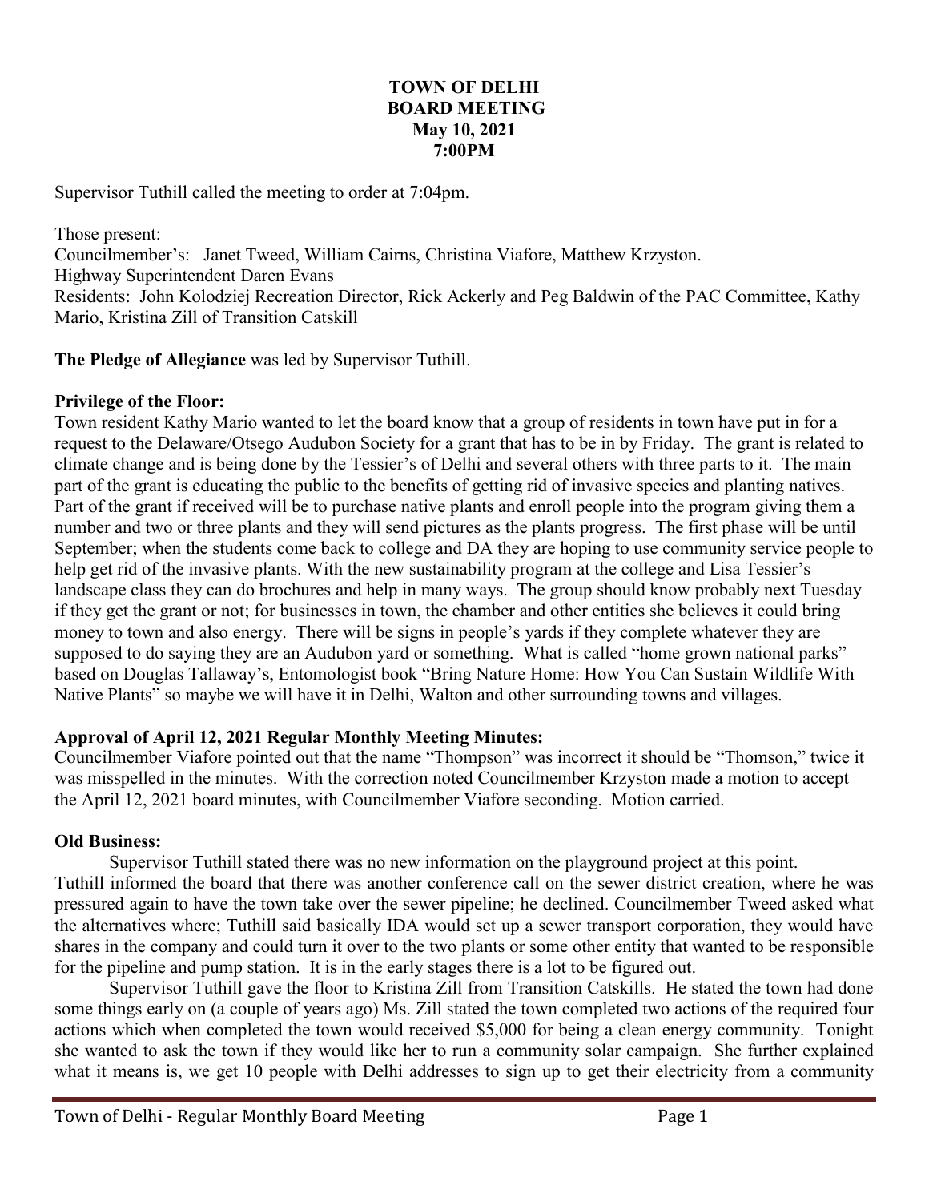**TOWN OF DELHI**
**BOARD MEETING**
**May 10, 2021**
**7:00PM**

Supervisor Tuthill called the meeting to order at 7:04pm.

Those present:
Councilmember's: Janet Tweed, William Cairns, Christina Viafore, Matthew Krzyston.
Highway Superintendent Daren Evans
Residents: John Kolodziej Recreation Director, Rick Ackerly and Peg Baldwin of the PAC Committee, Kathy Mario, Kristina Zill of Transition Catskill

**The Pledge of Allegiance** was led by Supervisor Tuthill.

**Privilege of the Floor:**
Town resident Kathy Mario wanted to let the board know that a group of residents in town have put in for a request to the Delaware/Otsego Audubon Society for a grant that has to be in by Friday. The grant is related to climate change and is being done by the Tessier's of Delhi and several others with three parts to it. The main part of the grant is educating the public to the benefits of getting rid of invasive species and planting natives. Part of the grant if received will be to purchase native plants and enroll people into the program giving them a number and two or three plants and they will send pictures as the plants progress. The first phase will be until September; when the students come back to college and DA they are hoping to use community service people to help get rid of the invasive plants. With the new sustainability program at the college and Lisa Tessier's landscape class they can do brochures and help in many ways. The group should know probably next Tuesday if they get the grant or not; for businesses in town, the chamber and other entities she believes it could bring money to town and also energy. There will be signs in people's yards if they complete whatever they are supposed to do saying they are an Audubon yard or something. What is called "home grown national parks" based on Douglas Tallaway's, Entomologist book "Bring Nature Home: How You Can Sustain Wildlife With Native Plants" so maybe we will have it in Delhi, Walton and other surrounding towns and villages.

**Approval of April 12, 2021 Regular Monthly Meeting Minutes:**
Councilmember Viafore pointed out that the name "Thompson" was incorrect it should be "Thomson," twice it was misspelled in the minutes. With the correction noted Councilmember Krzyston made a motion to accept the April 12, 2021 board minutes, with Councilmember Viafore seconding. Motion carried.

**Old Business:**

Supervisor Tuthill stated there was no new information on the playground project at this point. Tuthill informed the board that there was another conference call on the sewer district creation, where he was pressured again to have the town take over the sewer pipeline; he declined. Councilmember Tweed asked what the alternatives where; Tuthill said basically IDA would set up a sewer transport corporation, they would have shares in the company and could turn it over to the two plants or some other entity that wanted to be responsible for the pipeline and pump station. It is in the early stages there is a lot to be figured out.

Supervisor Tuthill gave the floor to Kristina Zill from Transition Catskills. He stated the town had done some things early on (a couple of years ago) Ms. Zill stated the town completed two actions of the required four actions which when completed the town would received $5,000 for being a clean energy community. Tonight she wanted to ask the town if they would like her to run a community solar campaign. She further explained what it means is, we get 10 people with Delhi addresses to sign up to get their electricity from a community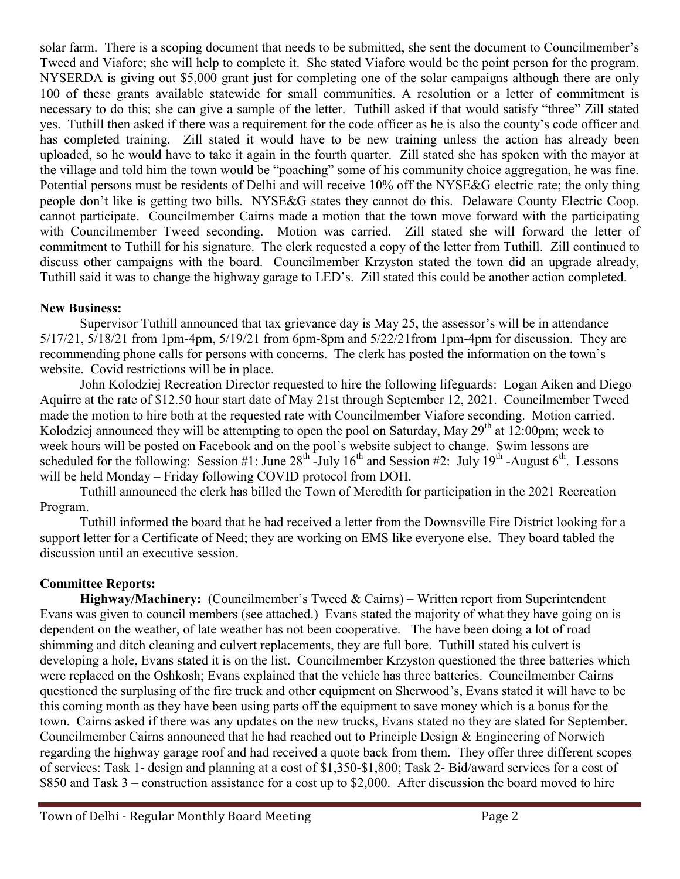solar farm. There is a scoping document that needs to be submitted, she sent the document to Councilmember's Tweed and Viafore; she will help to complete it. She stated Viafore would be the point person for the program. NYSERDA is giving out $5,000 grant just for completing one of the solar campaigns although there are only 100 of these grants available statewide for small communities. A resolution or a letter of commitment is necessary to do this; she can give a sample of the letter. Tuthill asked if that would satisfy "three" Zill stated yes. Tuthill then asked if there was a requirement for the code officer as he is also the county's code officer and has completed training. Zill stated it would have to be new training unless the action has already been uploaded, so he would have to take it again in the fourth quarter. Zill stated she has spoken with the mayor at the village and told him the town would be "poaching" some of his community choice aggregation, he was fine. Potential persons must be residents of Delhi and will receive 10% off the NYSE&G electric rate; the only thing people don't like is getting two bills. NYSE&G states they cannot do this. Delaware County Electric Coop. cannot participate. Councilmember Cairns made a motion that the town move forward with the participating with Councilmember Tweed seconding. Motion was carried. Zill stated she will forward the letter of commitment to Tuthill for his signature. The clerk requested a copy of the letter from Tuthill. Zill continued to discuss other campaigns with the board. Councilmember Krzyston stated the town did an upgrade already, Tuthill said it was to change the highway garage to LED's. Zill stated this could be another action completed.

**New Business:**

Supervisor Tuthill announced that tax grievance day is May 25, the assessor's will be in attendance 5/17/21, 5/18/21 from 1pm-4pm, 5/19/21 from 6pm-8pm and 5/22/21from 1pm-4pm for discussion. They are recommending phone calls for persons with concerns. The clerk has posted the information on the town's website. Covid restrictions will be in place.

John Kolodziej Recreation Director requested to hire the following lifeguards: Logan Aiken and Diego Aquirre at the rate of $12.50 hour start date of May 21st through September 12, 2021. Councilmember Tweed made the motion to hire both at the requested rate with Councilmember Viafore seconding. Motion carried. Kolodziej announced they will be attempting to open the pool on Saturday, May 29th at 12:00pm; week to week hours will be posted on Facebook and on the pool's website subject to change. Swim lessons are scheduled for the following: Session #1: June 28th -July 16th and Session #2: July 19th -August 6th. Lessons will be held Monday – Friday following COVID protocol from DOH.

Tuthill announced the clerk has billed the Town of Meredith for participation in the 2021 Recreation Program.

Tuthill informed the board that he had received a letter from the Downsville Fire District looking for a support letter for a Certificate of Need; they are working on EMS like everyone else. They board tabled the discussion until an executive session.

**Committee Reports:**

**Highway/Machinery:** (Councilmember's Tweed & Cairns) – Written report from Superintendent Evans was given to council members (see attached.) Evans stated the majority of what they have going on is dependent on the weather, of late weather has not been cooperative. The have been doing a lot of road shimming and ditch cleaning and culvert replacements, they are full bore. Tuthill stated his culvert is developing a hole, Evans stated it is on the list. Councilmember Krzyston questioned the three batteries which were replaced on the Oshkosh; Evans explained that the vehicle has three batteries. Councilmember Cairns questioned the surplusing of the fire truck and other equipment on Sherwood's, Evans stated it will have to be this coming month as they have been using parts off the equipment to save money which is a bonus for the town. Cairns asked if there was any updates on the new trucks, Evans stated no they are slated for September. Councilmember Cairns announced that he had reached out to Principle Design & Engineering of Norwich regarding the highway garage roof and had received a quote back from them. They offer three different scopes of services: Task 1- design and planning at a cost of $1,350-$1,800; Task 2- Bid/award services for a cost of $850 and Task 3 – construction assistance for a cost up to $2,000. After discussion the board moved to hire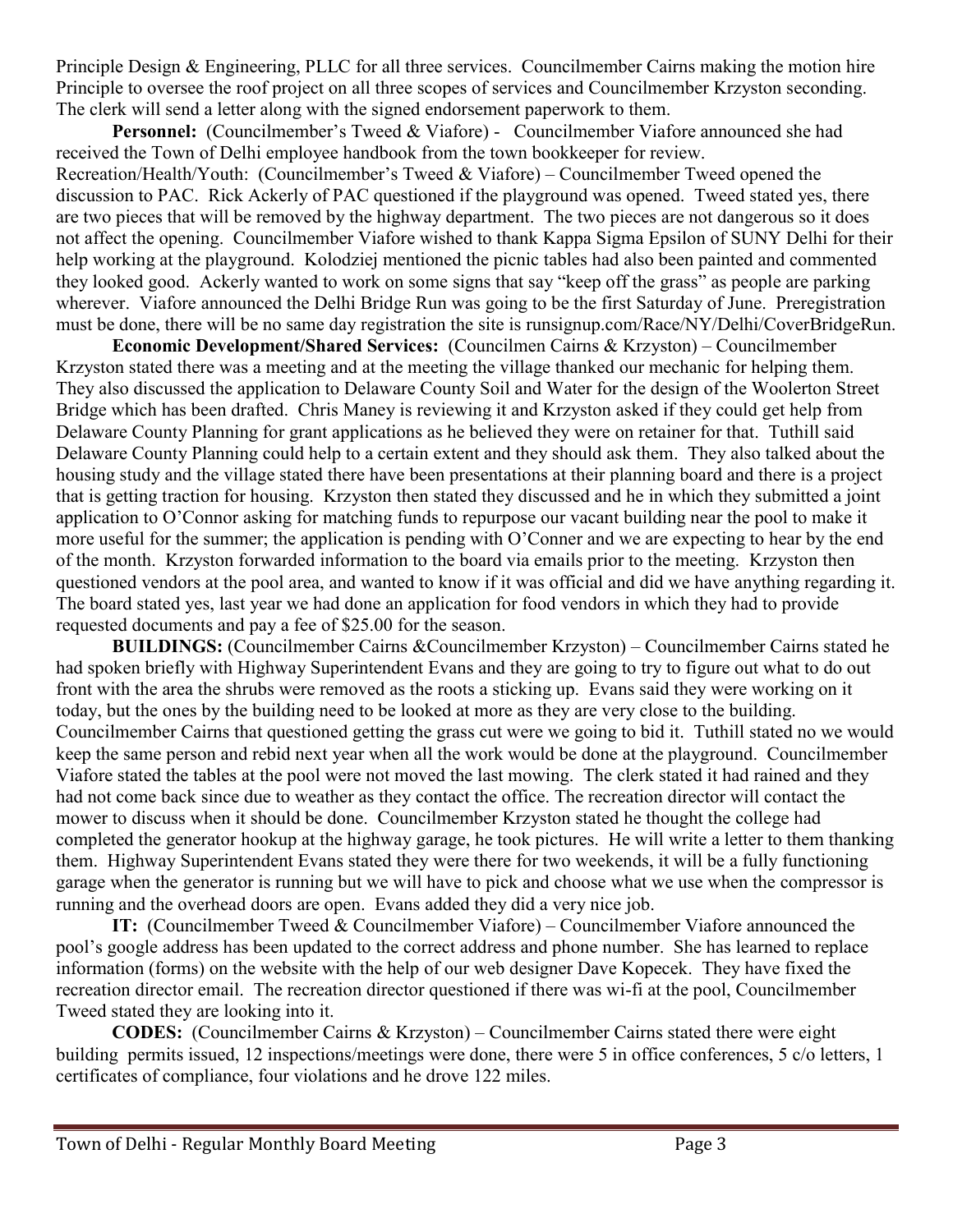Principle Design & Engineering, PLLC for all three services. Councilmember Cairns making the motion hire Principle to oversee the roof project on all three scopes of services and Councilmember Krzyston seconding. The clerk will send a letter along with the signed endorsement paperwork to them.

**Personnel:** (Councilmember's Tweed & Viafore) - Councilmember Viafore announced she had received the Town of Delhi employee handbook from the town bookkeeper for review.
Recreation/Health/Youth: (Councilmember's Tweed & Viafore) – Councilmember Tweed opened the discussion to PAC. Rick Ackerly of PAC questioned if the playground was opened. Tweed stated yes, there are two pieces that will be removed by the highway department. The two pieces are not dangerous so it does not affect the opening. Councilmember Viafore wished to thank Kappa Sigma Epsilon of SUNY Delhi for their help working at the playground. Kolodziej mentioned the picnic tables had also been painted and commented they looked good. Ackerly wanted to work on some signs that say "keep off the grass" as people are parking wherever. Viafore announced the Delhi Bridge Run was going to be the first Saturday of June. Preregistration must be done, there will be no same day registration the site is runsignup.com/Race/NY/Delhi/CoverBridgeRun.

**Economic Development/Shared Services:** (Councilmen Cairns & Krzyston) – Councilmember Krzyston stated there was a meeting and at the meeting the village thanked our mechanic for helping them. They also discussed the application to Delaware County Soil and Water for the design of the Woolerton Street Bridge which has been drafted. Chris Maney is reviewing it and Krzyston asked if they could get help from Delaware County Planning for grant applications as he believed they were on retainer for that. Tuthill said Delaware County Planning could help to a certain extent and they should ask them. They also talked about the housing study and the village stated there have been presentations at their planning board and there is a project that is getting traction for housing. Krzyston then stated they discussed and he in which they submitted a joint application to O'Connor asking for matching funds to repurpose our vacant building near the pool to make it more useful for the summer; the application is pending with O'Conner and we are expecting to hear by the end of the month. Krzyston forwarded information to the board via emails prior to the meeting. Krzyston then questioned vendors at the pool area, and wanted to know if it was official and did we have anything regarding it. The board stated yes, last year we had done an application for food vendors in which they had to provide requested documents and pay a fee of $25.00 for the season.

**BUILDINGS:** (Councilmember Cairns &Councilmember Krzyston) – Councilmember Cairns stated he had spoken briefly with Highway Superintendent Evans and they are going to try to figure out what to do out front with the area the shrubs were removed as the roots a sticking up. Evans said they were working on it today, but the ones by the building need to be looked at more as they are very close to the building. Councilmember Cairns that questioned getting the grass cut were we going to bid it. Tuthill stated no we would keep the same person and rebid next year when all the work would be done at the playground. Councilmember Viafore stated the tables at the pool were not moved the last mowing. The clerk stated it had rained and they had not come back since due to weather as they contact the office. The recreation director will contact the mower to discuss when it should be done. Councilmember Krzyston stated he thought the college had completed the generator hookup at the highway garage, he took pictures. He will write a letter to them thanking them. Highway Superintendent Evans stated they were there for two weekends, it will be a fully functioning garage when the generator is running but we will have to pick and choose what we use when the compressor is running and the overhead doors are open. Evans added they did a very nice job.

**IT:** (Councilmember Tweed & Councilmember Viafore) – Councilmember Viafore announced the pool's google address has been updated to the correct address and phone number. She has learned to replace information (forms) on the website with the help of our web designer Dave Kopecek. They have fixed the recreation director email. The recreation director questioned if there was wi-fi at the pool, Councilmember Tweed stated they are looking into it.

**CODES:** (Councilmember Cairns & Krzyston) – Councilmember Cairns stated there were eight building permits issued, 12 inspections/meetings were done, there were 5 in office conferences, 5 c/o letters, 1 certificates of compliance, four violations and he drove 122 miles.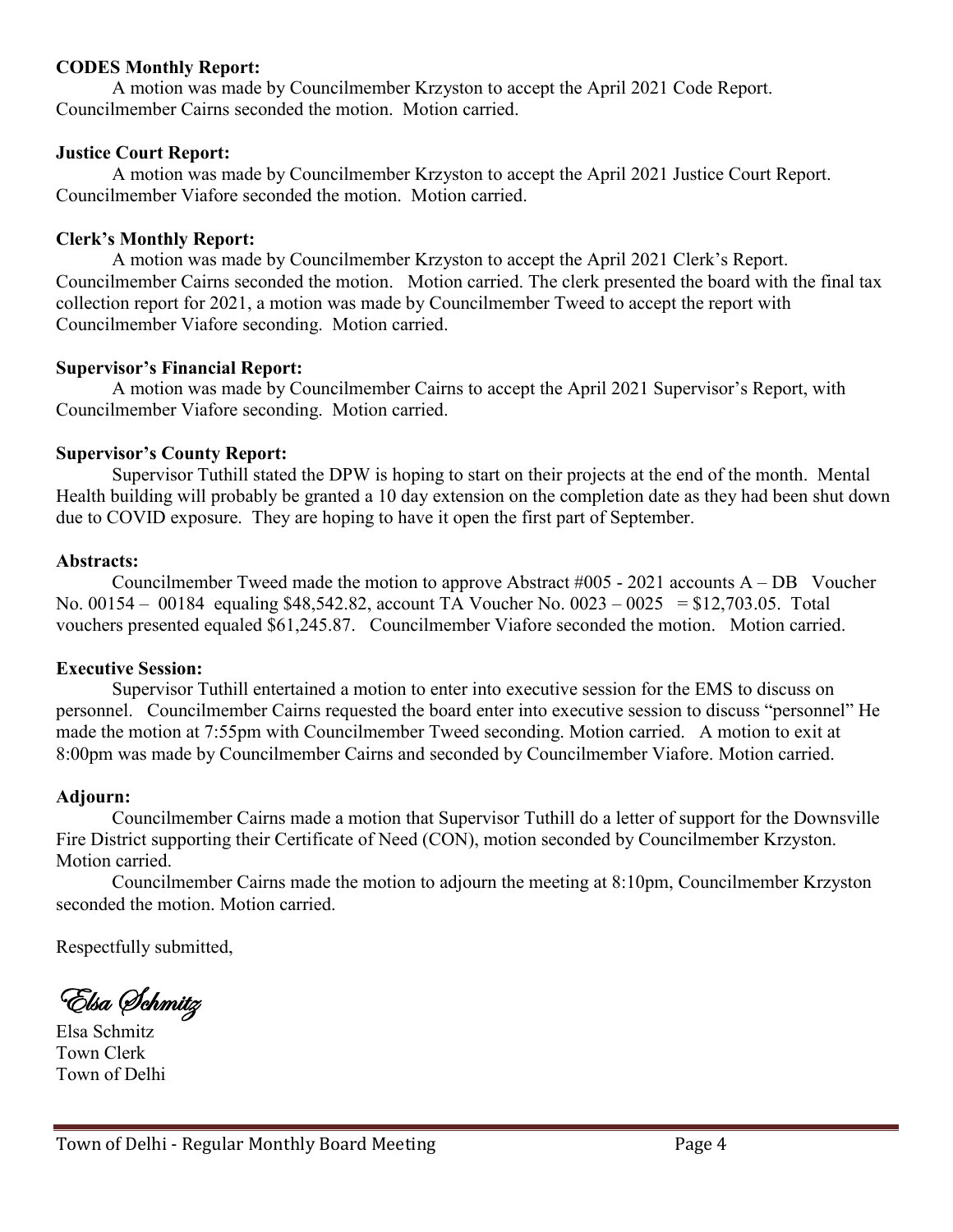**CODES Monthly Report:**

A motion was made by Councilmember Krzyston to accept the April 2021 Code Report. Councilmember Cairns seconded the motion. Motion carried.

**Justice Court Report:**

A motion was made by Councilmember Krzyston to accept the April 2021 Justice Court Report. Councilmember Viafore seconded the motion. Motion carried.

**Clerk's Monthly Report:**

A motion was made by Councilmember Krzyston to accept the April 2021 Clerk's Report. Councilmember Cairns seconded the motion. Motion carried. The clerk presented the board with the final tax collection report for 2021, a motion was made by Councilmember Tweed to accept the report with Councilmember Viafore seconding. Motion carried.

**Supervisor's Financial Report:**

A motion was made by Councilmember Cairns to accept the April 2021 Supervisor's Report, with Councilmember Viafore seconding. Motion carried.

**Supervisor's County Report:**

Supervisor Tuthill stated the DPW is hoping to start on their projects at the end of the month. Mental Health building will probably be granted a 10 day extension on the completion date as they had been shut down due to COVID exposure. They are hoping to have it open the first part of September.

**Abstracts:**

Councilmember Tweed made the motion to approve Abstract #005 - 2021 accounts A – DB Voucher No. 00154 – 00184 equaling $48,542.82, account TA Voucher No. 0023 – 0025 = $12,703.05. Total vouchers presented equaled $61,245.87. Councilmember Viafore seconded the motion. Motion carried.

**Executive Session:**

Supervisor Tuthill entertained a motion to enter into executive session for the EMS to discuss on personnel. Councilmember Cairns requested the board enter into executive session to discuss "personnel" He made the motion at 7:55pm with Councilmember Tweed seconding. Motion carried. A motion to exit at 8:00pm was made by Councilmember Cairns and seconded by Councilmember Viafore. Motion carried.

**Adjourn:**

Councilmember Cairns made a motion that Supervisor Tuthill do a letter of support for the Downsville Fire District supporting their Certificate of Need (CON), motion seconded by Councilmember Krzyston. Motion carried.

Councilmember Cairns made the motion to adjourn the meeting at 8:10pm, Councilmember Krzyston seconded the motion. Motion carried.

Respectfully submitted,

*Elsa Schmitz*

Elsa Schmitz
Town Clerk
Town of Delhi